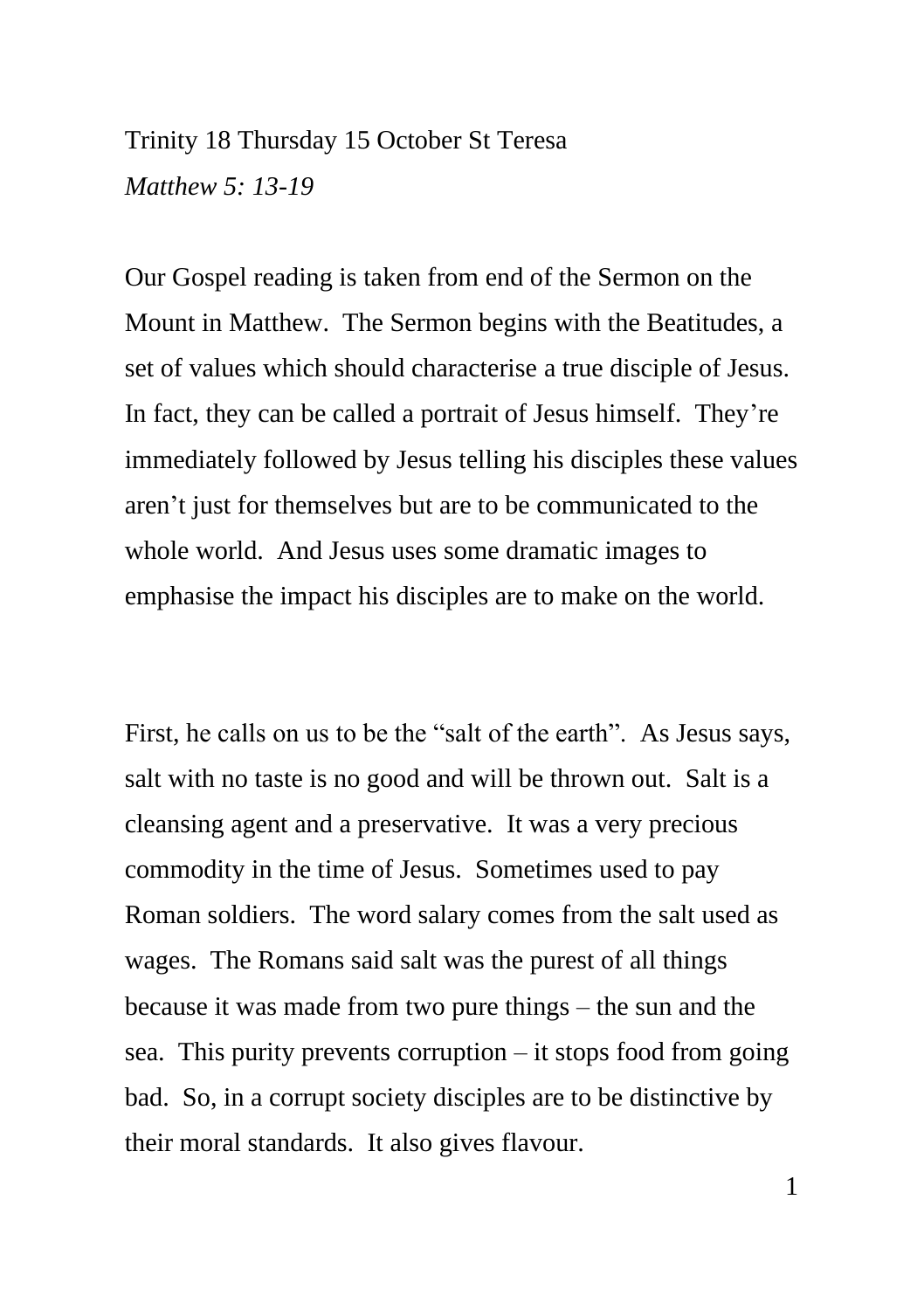Trinity 18 Thursday 15 October St Teresa

*Matthew 5: 13-19*

Our Gospel reading is taken from end of the Sermon on the Mount in Matthew. The Sermon begins with the Beatitudes, a set of values which should characterise a true disciple of Jesus. In fact, they can be called a portrait of Jesus himself. They're immediately followed by Jesus telling his disciples these values aren't just for themselves but are to be communicated to the whole world. And Jesus uses some dramatic images to emphasise the impact his disciples are to make on the world.

First, he calls on us to be the "salt of the earth". As Jesus says, salt with no taste is no good and will be thrown out. Salt is a cleansing agent and a preservative. It was a very precious commodity in the time of Jesus. Sometimes used to pay Roman soldiers. The word salary comes from the salt used as wages. The Romans said salt was the purest of all things because it was made from two pure things – the sun and the sea. This purity prevents corruption – it stops food from going bad. So, in a corrupt society disciples are to be distinctive by their moral standards. It also gives flavour.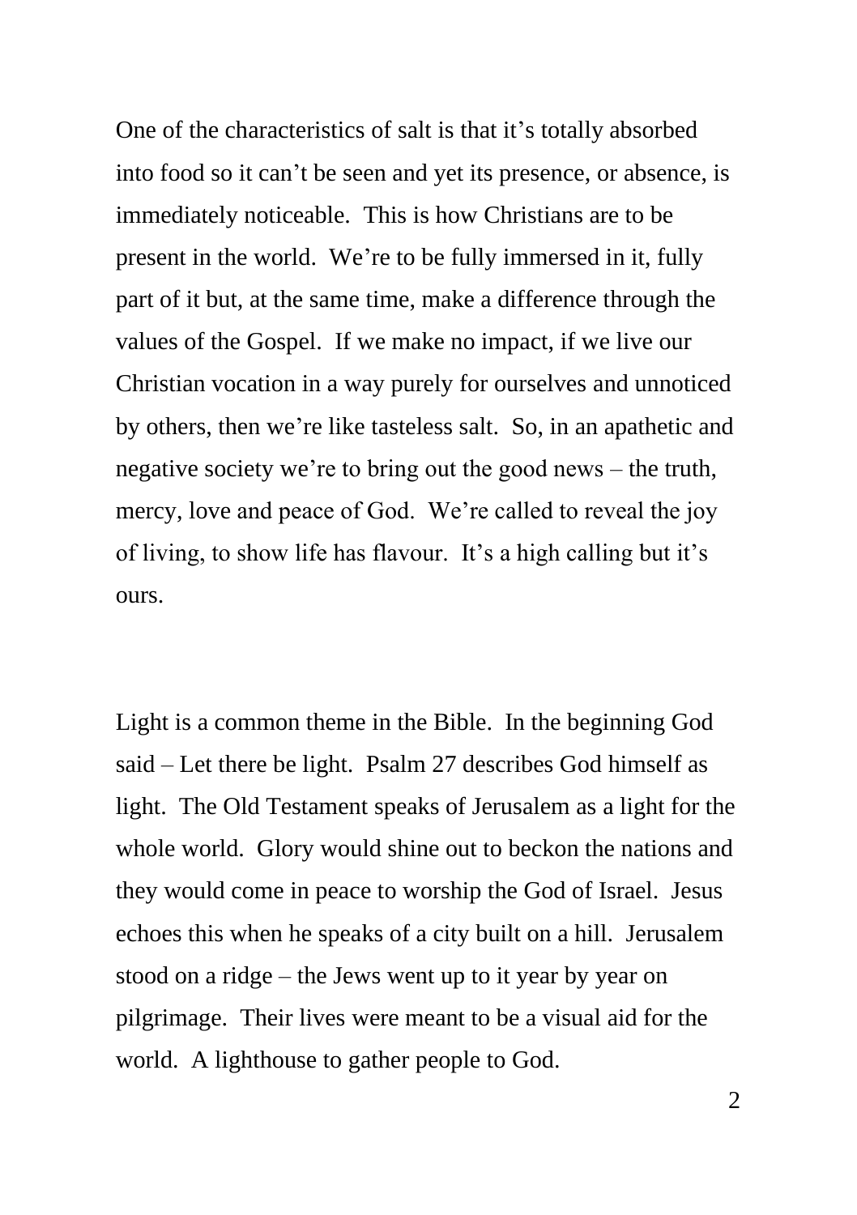One of the characteristics of salt is that it's totally absorbed into food so it can't be seen and yet its presence, or absence, is immediately noticeable. This is how Christians are to be present in the world. We're to be fully immersed in it, fully part of it but, at the same time, make a difference through the values of the Gospel. If we make no impact, if we live our Christian vocation in a way purely for ourselves and unnoticed by others, then we're like tasteless salt. So, in an apathetic and negative society we're to bring out the good news – the truth, mercy, love and peace of God. We're called to reveal the joy of living, to show life has flavour. It's a high calling but it's ours.

Light is a common theme in the Bible. In the beginning God said – Let there be light. Psalm 27 describes God himself as light. The Old Testament speaks of Jerusalem as a light for the whole world. Glory would shine out to beckon the nations and they would come in peace to worship the God of Israel. Jesus echoes this when he speaks of a city built on a hill. Jerusalem stood on a ridge – the Jews went up to it year by year on pilgrimage. Their lives were meant to be a visual aid for the world. A lighthouse to gather people to God.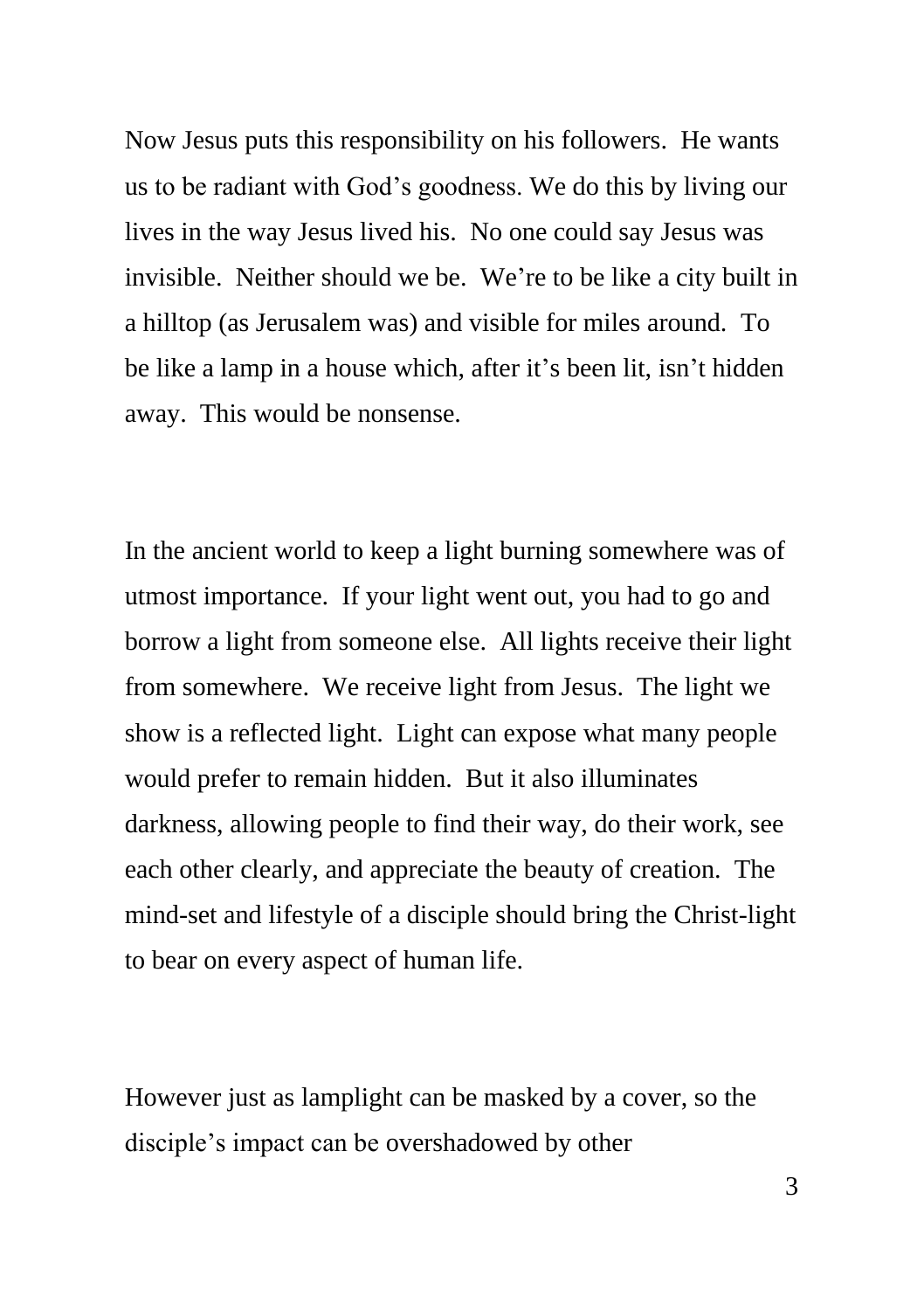Now Jesus puts this responsibility on his followers. He wants us to be radiant with God's goodness. We do this by living our lives in the way Jesus lived his. No one could say Jesus was invisible. Neither should we be. We're to be like a city built in a hilltop (as Jerusalem was) and visible for miles around. To be like a lamp in a house which, after it's been lit, isn't hidden away. This would be nonsense.

In the ancient world to keep a light burning somewhere was of utmost importance. If your light went out, you had to go and borrow a light from someone else. All lights receive their light from somewhere. We receive light from Jesus. The light we show is a reflected light. Light can expose what many people would prefer to remain hidden. But it also illuminates darkness, allowing people to find their way, do their work, see each other clearly, and appreciate the beauty of creation. The mind-set and lifestyle of a disciple should bring the Christ-light to bear on every aspect of human life.

However just as lamplight can be masked by a cover, so the disciple's impact can be overshadowed by other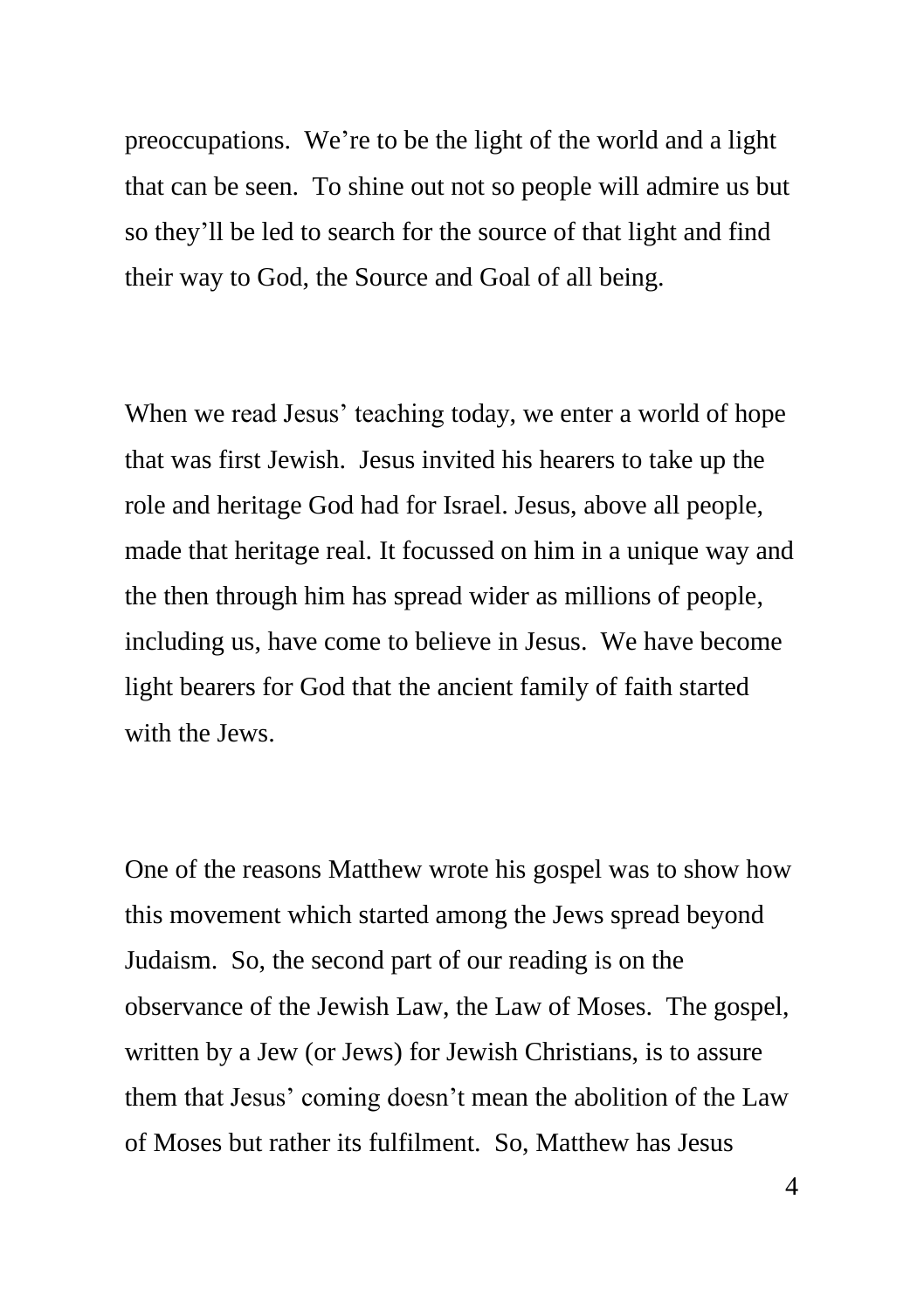preoccupations.  We're to be the light of the world and a light that can be seen.  To shine out not so people will admire us but so they'll be led to search for the source of that light and find their way to God, the Source and Goal of all being.

When we read Jesus' teaching today, we enter a world of hope that was first Jewish.  Jesus invited his hearers to take up the role and heritage God had for Israel. Jesus, above all people, made that heritage real. It focussed on him in a unique way and the then through him has spread wider as millions of people, including us, have come to believe in Jesus.  We have become light bearers for God that the ancient family of faith started with the Jews.

One of the reasons Matthew wrote his gospel was to show how this movement which started among the Jews spread beyond Judaism.  So, the second part of our reading is on the observance of the Jewish Law, the Law of Moses.  The gospel, written by a Jew (or Jews) for Jewish Christians, is to assure them that Jesus' coming doesn't mean the abolition of the Law of Moses but rather its fulfilment.  So, Matthew has Jesus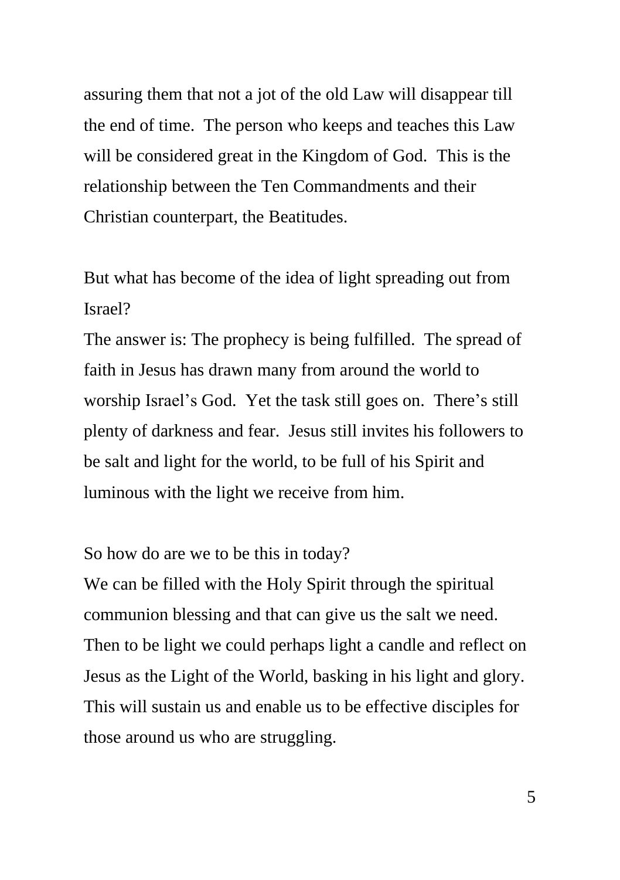assuring them that not a jot of the old Law will disappear till the end of time. The person who keeps and teaches this Law will be considered great in the Kingdom of God. This is the relationship between the Ten Commandments and their Christian counterpart, the Beatitudes.

But what has become of the idea of light spreading out from Israel?
The answer is: The prophecy is being fulfilled. The spread of faith in Jesus has drawn many from around the world to worship Israel's God. Yet the task still goes on. There's still plenty of darkness and fear. Jesus still invites his followers to be salt and light for the world, to be full of his Spirit and luminous with the light we receive from him.

So how do are we to be this in today?
We can be filled with the Holy Spirit through the spiritual communion blessing and that can give us the salt we need. Then to be light we could perhaps light a candle and reflect on Jesus as the Light of the World, basking in his light and glory. This will sustain us and enable us to be effective disciples for those around us who are struggling.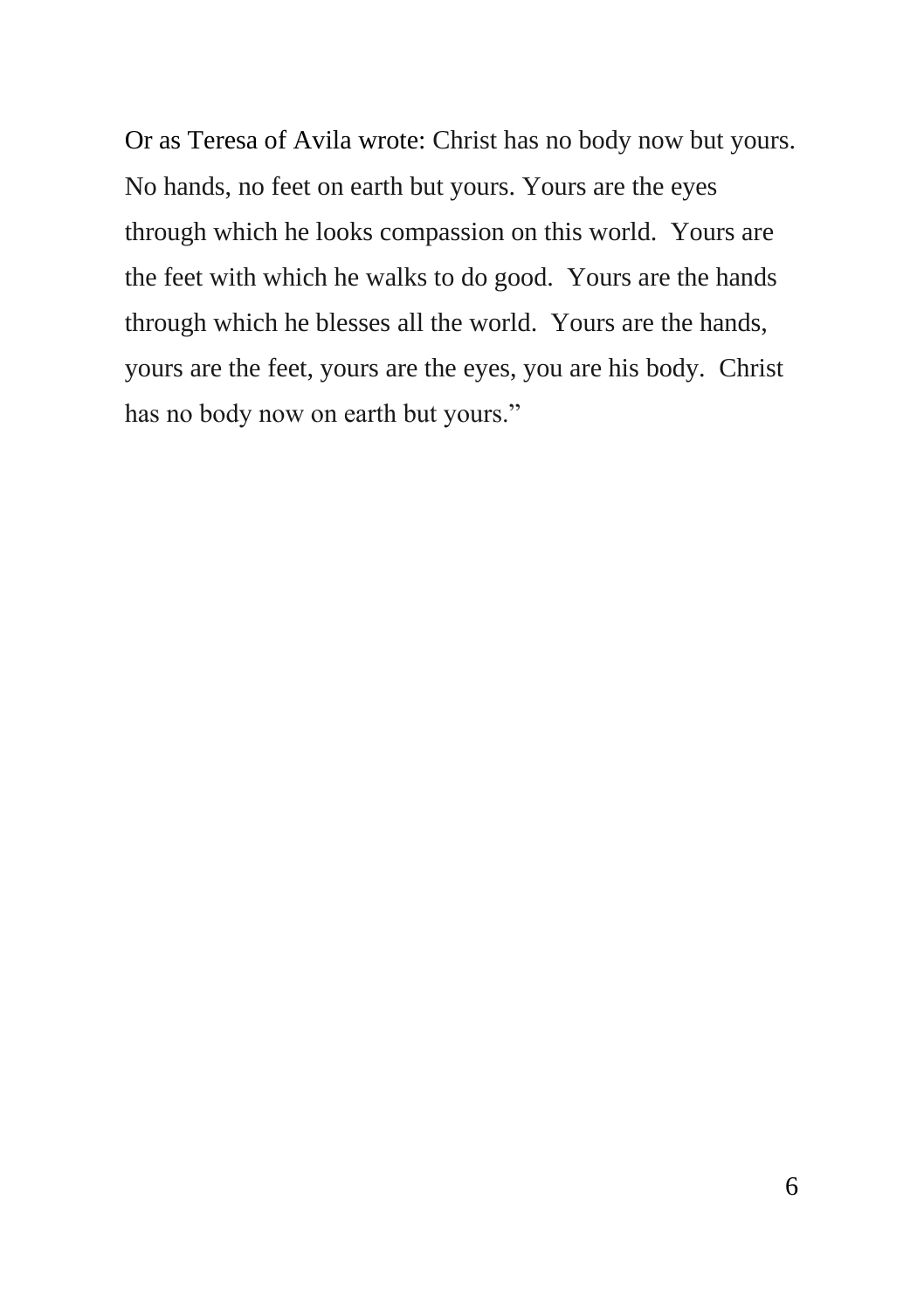Or as Teresa of Avila wrote: Christ has no body now but yours. No hands, no feet on earth but yours. Yours are the eyes through which he looks compassion on this world. Yours are the feet with which he walks to do good. Yours are the hands through which he blesses all the world. Yours are the hands, yours are the feet, yours are the eyes, you are his body. Christ has no body now on earth but yours."